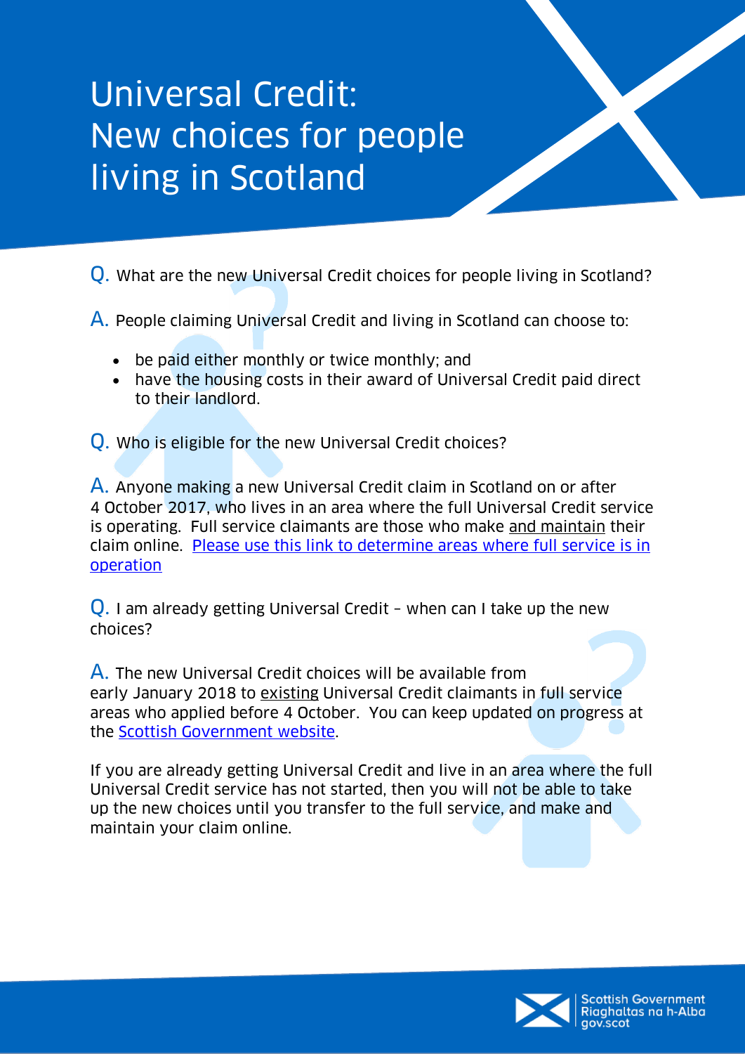# Universal Credit: New choices for people living in Scotland

**Q.** What are the new Universal Credit choices for people living in Scotland?

**A.** People claiming Universal Credit and living in Scotland can choose to:

- be paid either monthly or twice monthly; and
- have the housing costs in their award of Universal Credit paid direct to their landlord.

**Q.** Who is eligible for the new Universal Credit choices?

**A.** Anyone making a new Universal Credit claim in Scotland on or after 4 October 2017, who lives in an area where the full Universal Credit service is operating. Full service claimants are those who make and maintain their claim online. [Please use this link to determine areas where full service is in operation]

**Q.** I am already getting Universal Credit – when can I take up the new choices?

**A.** The new Universal Credit choices will be available from early January 2018 to existing Universal Credit claimants in full service areas who applied before 4 October. You can keep updated on progress at the [Scottish Government website].

If you are already getting Universal Credit and live in an area where the full Universal Credit service has not started, then you will not be able to take up the new choices until you transfer to the full service, and make and maintain your claim online.

Scottish Government
Riaghaltas na h-Alba
gov.scot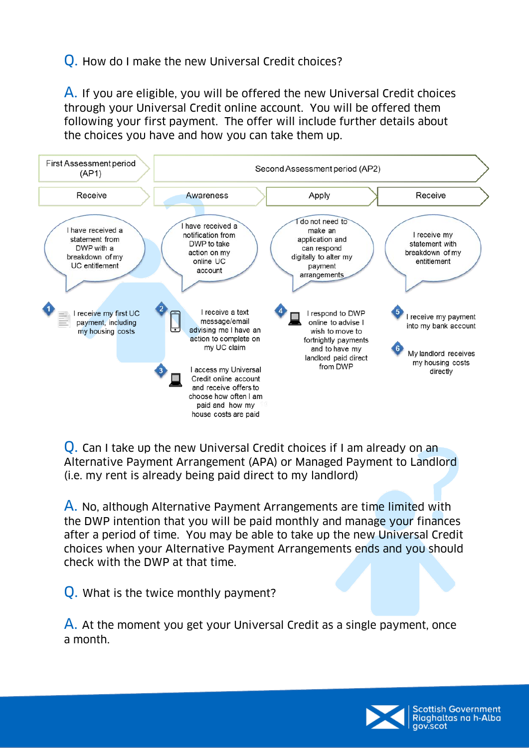Q. How do I make the new Universal Credit choices?

A. If you are eligible, you will be offered the new Universal Credit choices through your Universal Credit online account. You will be offered them following your first payment. The offer will include further details about the choices you have and how you can take them up.

| First Assessment period (AP1) | Second Assessment period (AP2) | | |
|---|---|---|---|
| Receive | Awareness | Apply | Receive |
| I have received a statement from DWP with a breakdown of my UC entitlement | I have received a notification from DWP to take action on my online UC account | I do not need to make an application and can respond digitally to alter my payment arrangements | I receive my statement with breakdown of my entitlement |
| 1. I receive my first UC payment, including my housing costs | 2. I receive a text message/email advising me I have an action to complete on my UC claim<br>3. I access my Universal Credit online account and receive offers to choose how often I am paid and how my house costs are paid | 4. I respond to DWP online to advise I wish to move to fortnightly payments and to have my landlord paid direct from DWP | 5. I receive my payment into my bank account<br>6. My landlord receives my housing costs directly |

Q. Can I take up the new Universal Credit choices if I am already on an Alternative Payment Arrangement (APA) or Managed Payment to Landlord (i.e. my rent is already being paid direct to my landlord)

A. No, although Alternative Payment Arrangements are time limited with the DWP intention that you will be paid monthly and manage your finances after a period of time. You may be able to take up the new Universal Credit choices when your Alternative Payment Arrangements ends and you should check with the DWP at that time.

Q. What is the twice monthly payment?

A. At the moment you get your Universal Credit as a single payment, once a month.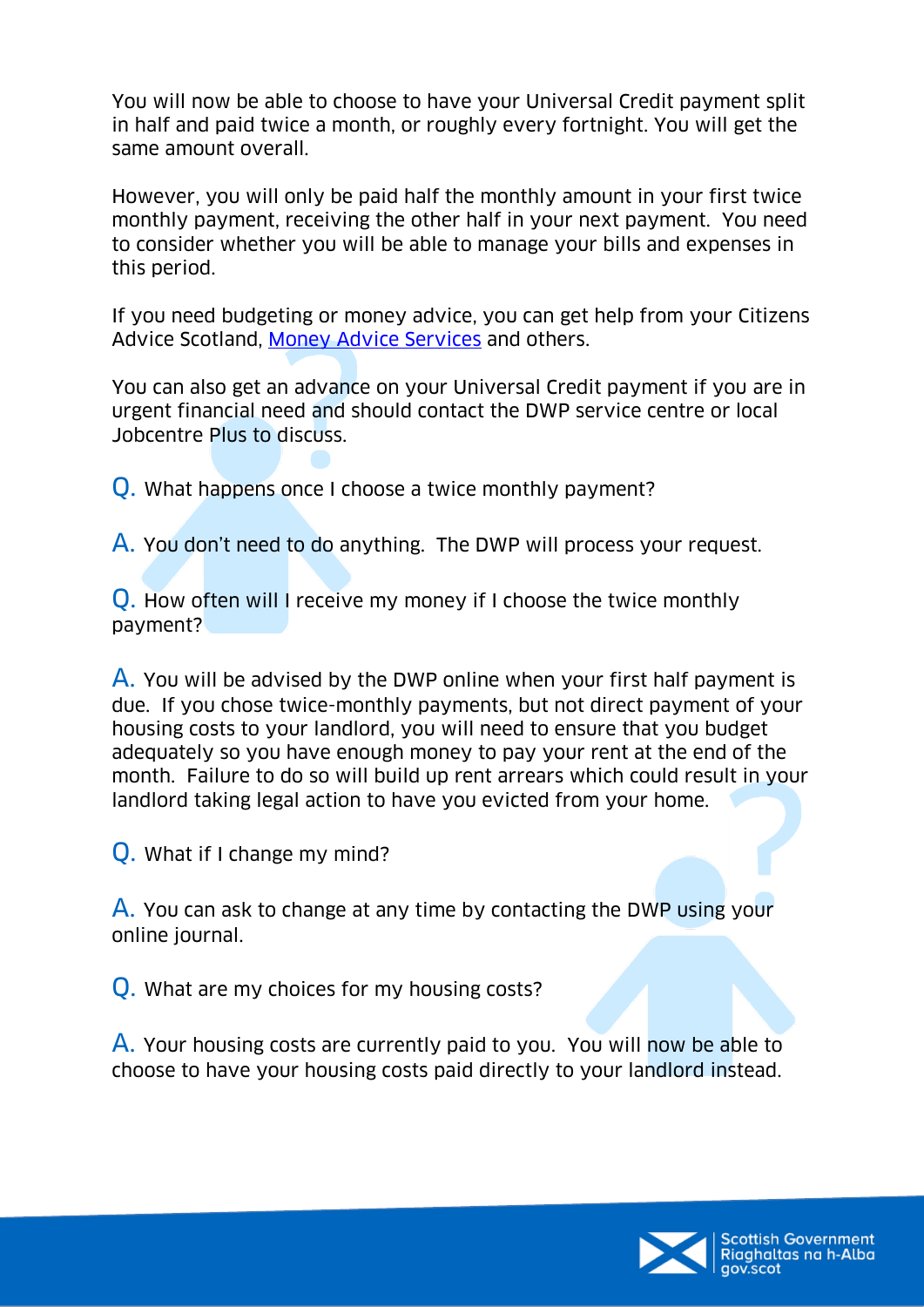You will now be able to choose to have your Universal Credit payment split in half and paid twice a month, or roughly every fortnight. You will get the same amount overall.

However, you will only be paid half the monthly amount in your first twice monthly payment, receiving the other half in your next payment. You need to consider whether you will be able to manage your bills and expenses in this period.

If you need budgeting or money advice, you can get help from your Citizens Advice Scotland, Money Advice Services and others.

You can also get an advance on your Universal Credit payment if you are in urgent financial need and should contact the DWP service centre or local Jobcentre Plus to discuss.

**Q.** What happens once I choose a twice monthly payment?

**A.** You don't need to do anything. The DWP will process your request.

**Q.** How often will I receive my money if I choose the twice monthly payment?

**A.** You will be advised by the DWP online when your first half payment is due. If you chose twice-monthly payments, but not direct payment of your housing costs to your landlord, you will need to ensure that you budget adequately so you have enough money to pay your rent at the end of the month. Failure to do so will build up rent arrears which could result in your landlord taking legal action to have you evicted from your home.

**Q.** What if I change my mind?

**A.** You can ask to change at any time by contacting the DWP using your online journal.

**Q.** What are my choices for my housing costs?

**A.** Your housing costs are currently paid to you. You will now be able to choose to have your housing costs paid directly to your landlord instead.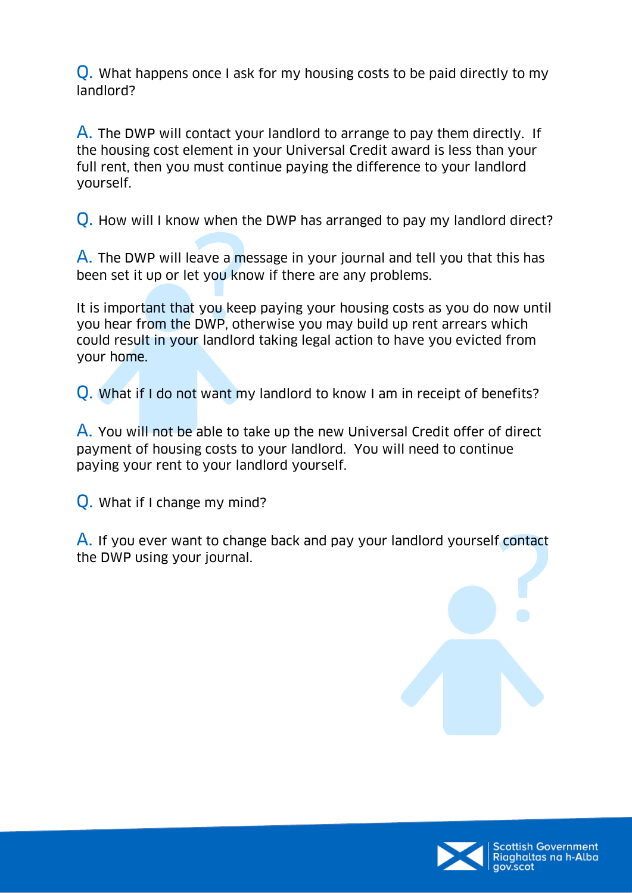**Q.** What happens once I ask for my housing costs to be paid directly to my landlord?

**A.** The DWP will contact your landlord to arrange to pay them directly. If the housing cost element in your Universal Credit award is less than your full rent, then you must continue paying the difference to your landlord yourself.

**Q.** How will I know when the DWP has arranged to pay my landlord direct?

**A.** The DWP will leave a message in your journal and tell you that this has been set it up or let you know if there are any problems.

It is important that you keep paying your housing costs as you do now until you hear from the DWP, otherwise you may build up rent arrears which could result in your landlord taking legal action to have you evicted from your home.

**Q.** What if I do not want my landlord to know I am in receipt of benefits?

**A.** You will not be able to take up the new Universal Credit offer of direct payment of housing costs to your landlord. You will need to continue paying your rent to your landlord yourself.

**Q.** What if I change my mind?

**A.** If you ever want to change back and pay your landlord yourself contact the DWP using your journal.